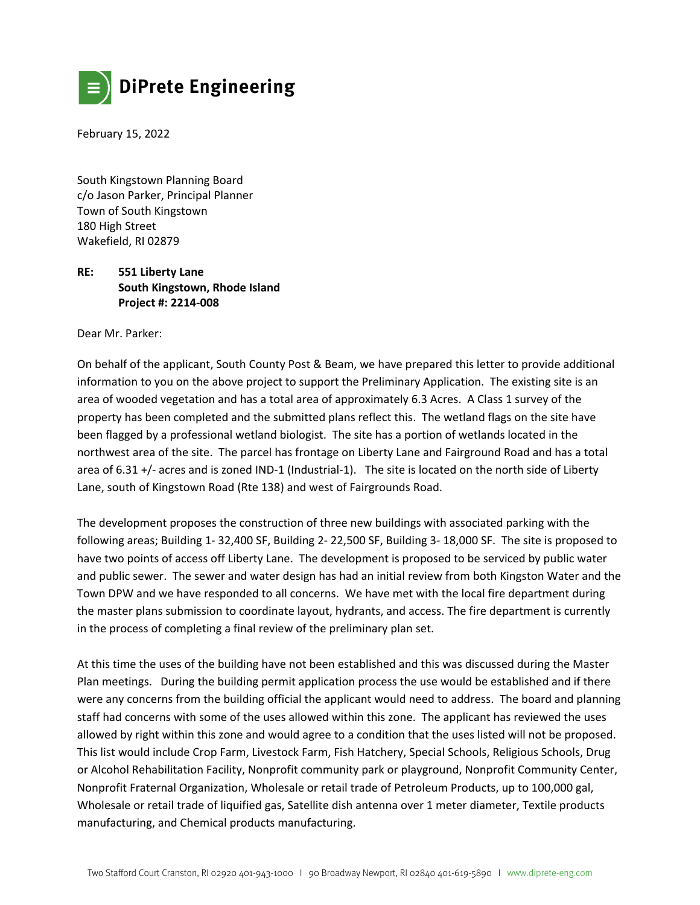**DiPrete Engineering**

February 15, 2022

South Kingstown Planning Board
c/o Jason Parker, Principal Planner
Town of South Kingstown
180 High Street
Wakefield, RI 02879

**RE: 551 Liberty Lane**
**South Kingstown, Rhode Island**
**Project #: 2214-008**

Dear Mr. Parker:

On behalf of the applicant, South County Post & Beam, we have prepared this letter to provide additional information to you on the above project to support the Preliminary Application. The existing site is an area of wooded vegetation and has a total area of approximately 6.3 Acres. A Class 1 survey of the property has been completed and the submitted plans reflect this. The wetland flags on the site have been flagged by a professional wetland biologist. The site has a portion of wetlands located in the northwest area of the site. The parcel has frontage on Liberty Lane and Fairground Road and has a total area of 6.31 +/- acres and is zoned IND-1 (Industrial-1). The site is located on the north side of Liberty Lane, south of Kingstown Road (Rte 138) and west of Fairgrounds Road.

The development proposes the construction of three new buildings with associated parking with the following areas; Building 1- 32,400 SF, Building 2- 22,500 SF, Building 3- 18,000 SF. The site is proposed to have two points of access off Liberty Lane. The development is proposed to be serviced by public water and public sewer. The sewer and water design has had an initial review from both Kingston Water and the Town DPW and we have responded to all concerns. We have met with the local fire department during the master plans submission to coordinate layout, hydrants, and access. The fire department is currently in the process of completing a final review of the preliminary plan set.

At this time the uses of the building have not been established and this was discussed during the Master Plan meetings. During the building permit application process the use would be established and if there were any concerns from the building official the applicant would need to address. The board and planning staff had concerns with some of the uses allowed within this zone. The applicant has reviewed the uses allowed by right within this zone and would agree to a condition that the uses listed will not be proposed. This list would include Crop Farm, Livestock Farm, Fish Hatchery, Special Schools, Religious Schools, Drug or Alcohol Rehabilitation Facility, Nonprofit community park or playground, Nonprofit Community Center, Nonprofit Fraternal Organization, Wholesale or retail trade of Petroleum Products, up to 100,000 gal, Wholesale or retail trade of liquified gas, Satellite dish antenna over 1 meter diameter, Textile products manufacturing, and Chemical products manufacturing.

Two Stafford Court Cranston, RI 02920 401-943-1000 | 90 Broadway Newport, RI 02840 401-619-5890 | www.diprete-eng.com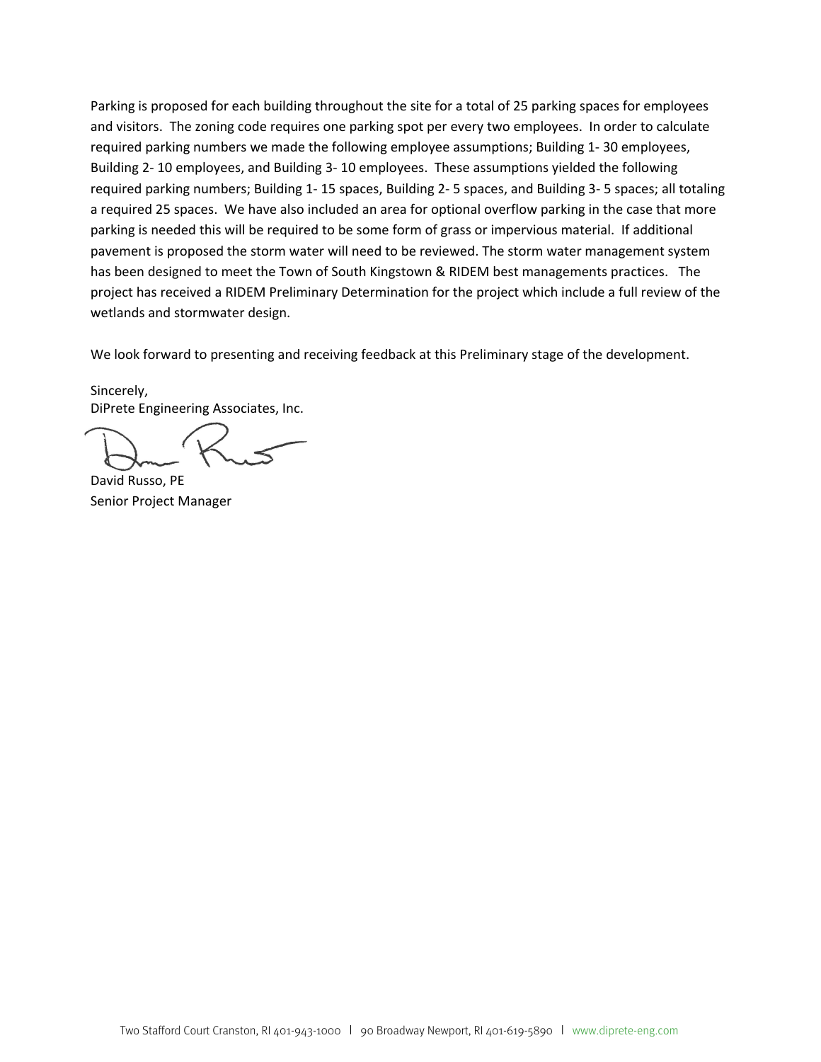Parking is proposed for each building throughout the site for a total of 25 parking spaces for employees and visitors. The zoning code requires one parking spot per every two employees. In order to calculate required parking numbers we made the following employee assumptions; Building 1- 30 employees, Building 2- 10 employees, and Building 3- 10 employees. These assumptions yielded the following required parking numbers; Building 1- 15 spaces, Building 2- 5 spaces, and Building 3- 5 spaces; all totaling a required 25 spaces. We have also included an area for optional overflow parking in the case that more parking is needed this will be required to be some form of grass or impervious material. If additional pavement is proposed the storm water will need to be reviewed. The storm water management system has been designed to meet the Town of South Kingstown & RIDEM best managements practices. The project has received a RIDEM Preliminary Determination for the project which include a full review of the wetlands and stormwater design.

We look forward to presenting and receiving feedback at this Preliminary stage of the development.

Sincerely,
DiPrete Engineering Associates, Inc.

David Russo, PE
Senior Project Manager